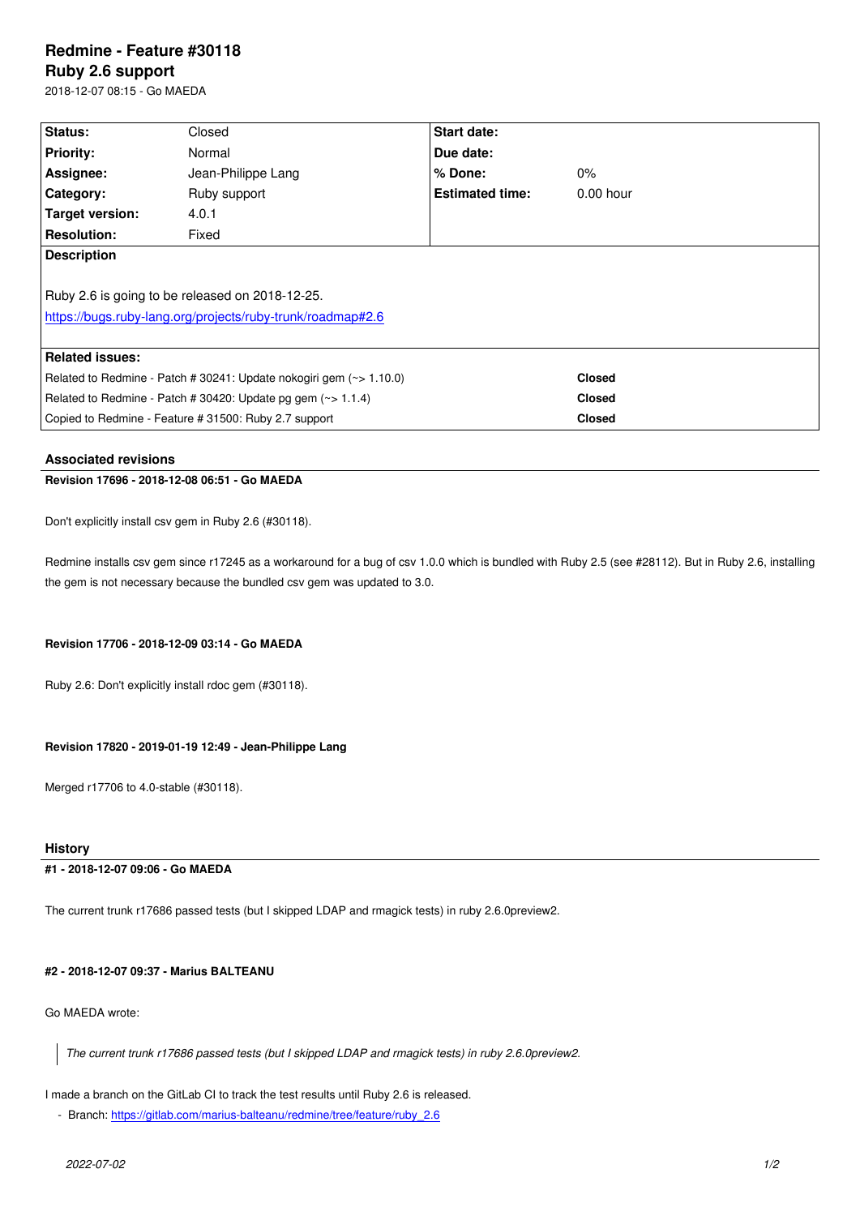# Redmine - Feature #30118

## Ruby 2.6 support

2018-12-07 08:15 - Go MAEDA

| | | | |
|---|---|---|---|
| **Status:** | Closed | **Start date:** | |
| **Priority:** | Normal | **Due date:** | |
| **Assignee:** | Jean-Philippe Lang | **% Done:** | 0% |
| **Category:** | Ruby support | **Estimated time:** | 0.00 hour |
| **Target version:** | 4.0.1 | | |
| **Resolution:** | Fixed | | |

**Description**

Ruby 2.6 is going to be released on 2018-12-25.
https://bugs.ruby-lang.org/projects/ruby-trunk/roadmap#2.6

**Related issues:**

| | |
|---|---|
| Related to Redmine - Patch # 30241: Update nokogiri gem (~> 1.10.0) | **Closed** |
| Related to Redmine - Patch # 30420: Update pg gem (~> 1.1.4) | **Closed** |
| Copied to Redmine - Feature # 31500: Ruby 2.7 support | **Closed** |

### Associated revisions

**Revision 17696 - 2018-12-08 06:51 - Go MAEDA**

Don't explicitly install csv gem in Ruby 2.6 (#30118).

Redmine installs csv gem since r17245 as a workaround for a bug of csv 1.0.0 which is bundled with Ruby 2.5 (see #28112). But in Ruby 2.6, installing the gem is not necessary because the bundled csv gem was updated to 3.0.

**Revision 17706 - 2018-12-09 03:14 - Go MAEDA**

Ruby 2.6: Don't explicitly install rdoc gem (#30118).

**Revision 17820 - 2019-01-19 12:49 - Jean-Philippe Lang**

Merged r17706 to 4.0-stable (#30118).

### History

**#1 - 2018-12-07 09:06 - Go MAEDA**

The current trunk r17686 passed tests (but I skipped LDAP and rmagick tests) in ruby 2.6.0preview2.

**#2 - 2018-12-07 09:37 - Marius BALTEANU**

Go MAEDA wrote:

> *The current trunk r17686 passed tests (but I skipped LDAP and rmagick tests) in ruby 2.6.0preview2.*

I made a branch on the GitLab CI to track the test results until Ruby 2.6 is released.

- Branch: https://gitlab.com/marius-balteanu/redmine/tree/feature/ruby_2.6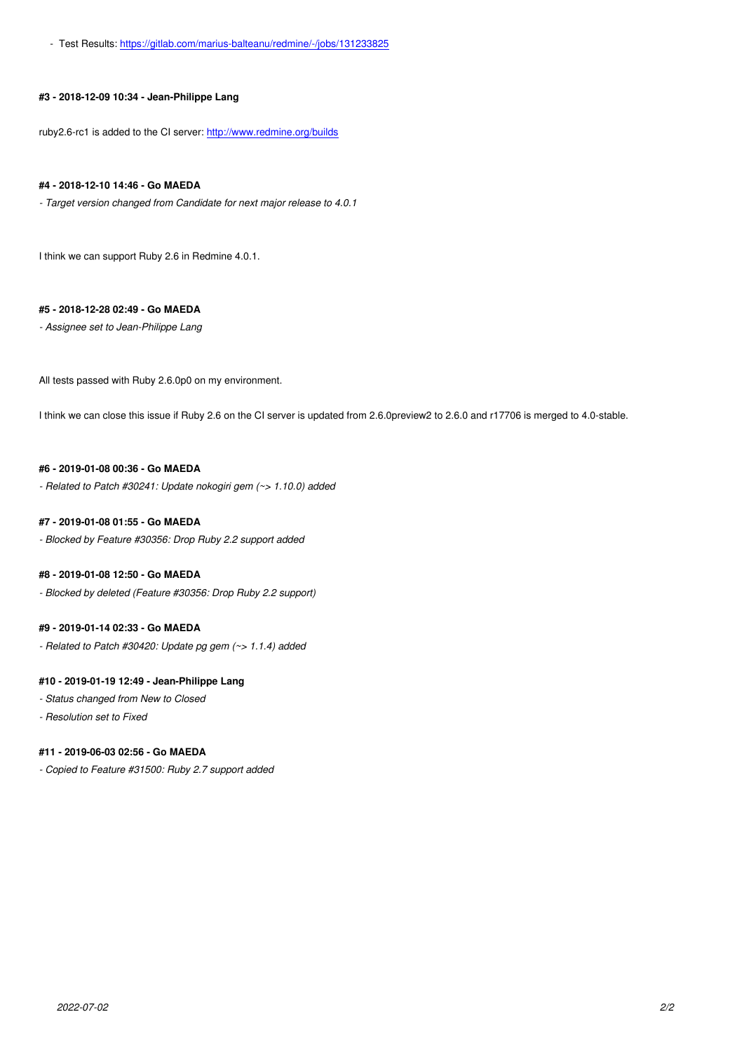- Test Results: https://gitlab.com/marius-balteanu/redmine/-/jobs/131233825

#### #3 - 2018-12-09 10:34 - Jean-Philippe Lang

ruby2.6-rc1 is added to the CI server: http://www.redmine.org/builds

#### #4 - 2018-12-10 14:46 - Go MAEDA

*- Target version changed from Candidate for next major release to 4.0.1*

I think we can support Ruby 2.6 in Redmine 4.0.1.

#### #5 - 2018-12-28 02:49 - Go MAEDA

*- Assignee set to Jean-Philippe Lang*

All tests passed with Ruby 2.6.0p0 on my environment.

I think we can close this issue if Ruby 2.6 on the CI server is updated from 2.6.0preview2 to 2.6.0 and r17706 is merged to 4.0-stable.

#### #6 - 2019-01-08 00:36 - Go MAEDA

*- Related to Patch #30241: Update nokogiri gem (~> 1.10.0) added*

#### #7 - 2019-01-08 01:55 - Go MAEDA

*- Blocked by Feature #30356: Drop Ruby 2.2 support added*

#### #8 - 2019-01-08 12:50 - Go MAEDA

*- Blocked by deleted (Feature #30356: Drop Ruby 2.2 support)*

#### #9 - 2019-01-14 02:33 - Go MAEDA

*- Related to Patch #30420: Update pg gem (~> 1.1.4) added*

#### #10 - 2019-01-19 12:49 - Jean-Philippe Lang

*- Status changed from New to Closed*

*- Resolution set to Fixed*

#### #11 - 2019-06-03 02:56 - Go MAEDA

*- Copied to Feature #31500: Ruby 2.7 support added*